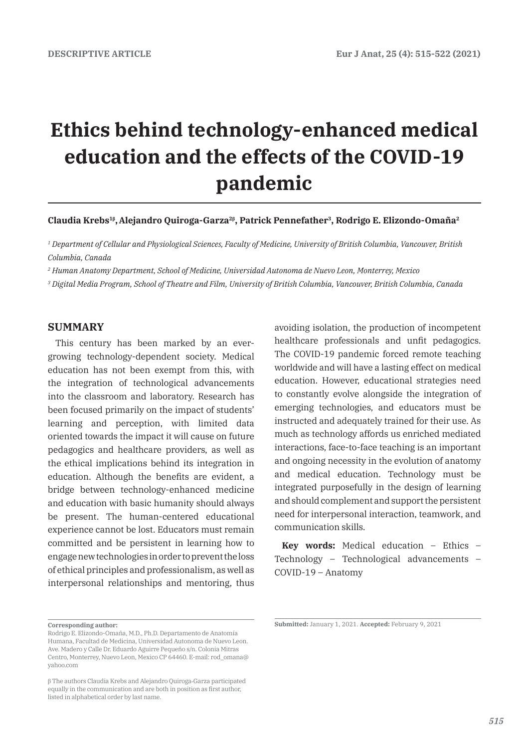DESCRIPTIVE ARTICLE

# Ethics behind technology-enhanced medical education and the effects of the COVID-19 pandemic

**Claudia Krebs[1β], Alejandro Quiroga-Garza[2β], Patrick Pennefather[3], Rodrigo E. Elizondo-Omaña[2]**

*[1] Department of Cellular and Physiological Sciences, Faculty of Medicine, University of British Columbia, Vancouver, British Columbia, Canada*

*[2] Human Anatomy Department, School of Medicine, Universidad Autonoma de Nuevo Leon, Monterrey, Mexico*

*[3] Digital Media Program, School of Theatre and Film, University of British Columbia, Vancouver, British Columbia, Canada*

## SUMMARY

This century has been marked by an ever-growing technology-dependent society. Medical education has not been exempt from this, with the integration of technological advancements into the classroom and laboratory. Research has been focused primarily on the impact of students' learning and perception, with limited data oriented towards the impact it will cause on future pedagogics and healthcare providers, as well as the ethical implications behind its integration in education. Although the benefits are evident, a bridge between technology-enhanced medicine and education with basic humanity should always be present. The human-centered educational experience cannot be lost. Educators must remain committed and be persistent in learning how to engage new technologies in order to prevent the loss of ethical principles and professionalism, as well as interpersonal relationships and mentoring, thus avoiding isolation, the production of incompetent healthcare professionals and unfit pedagogics. The COVID-19 pandemic forced remote teaching worldwide and will have a lasting effect on medical education. However, educational strategies need to constantly evolve alongside the integration of emerging technologies, and educators must be instructed and adequately trained for their use. As much as technology affords us enriched mediated interactions, face-to-face teaching is an important and ongoing necessity in the evolution of anatomy and medical education. Technology must be integrated purposefully in the design of learning and should complement and support the persistent need for interpersonal interaction, teamwork, and communication skills.

**Key words:** Medical education – Ethics – Technology – Technological advancements – COVID-19 – Anatomy

**Corresponding author:**
Rodrigo E. Elizondo-Omaña, M.D., Ph.D. Departamento de Anatomía Humana, Facultad de Medicina, Universidad Autonoma de Nuevo Leon. Ave. Madero y Calle Dr. Eduardo Aguirre Pequeño s/n. Colonia Mitras Centro, Monterrey, Nuevo Leon, Mexico CP 64460. E-mail: rod_omana@yahoo.com

β The authors Claudia Krebs and Alejandro Quiroga-Garza participated equally in the communication and are both in position as first author, listed in alphabetical order by last name.

**Submitted:** January 1, 2021. **Accepted:** February 9, 2021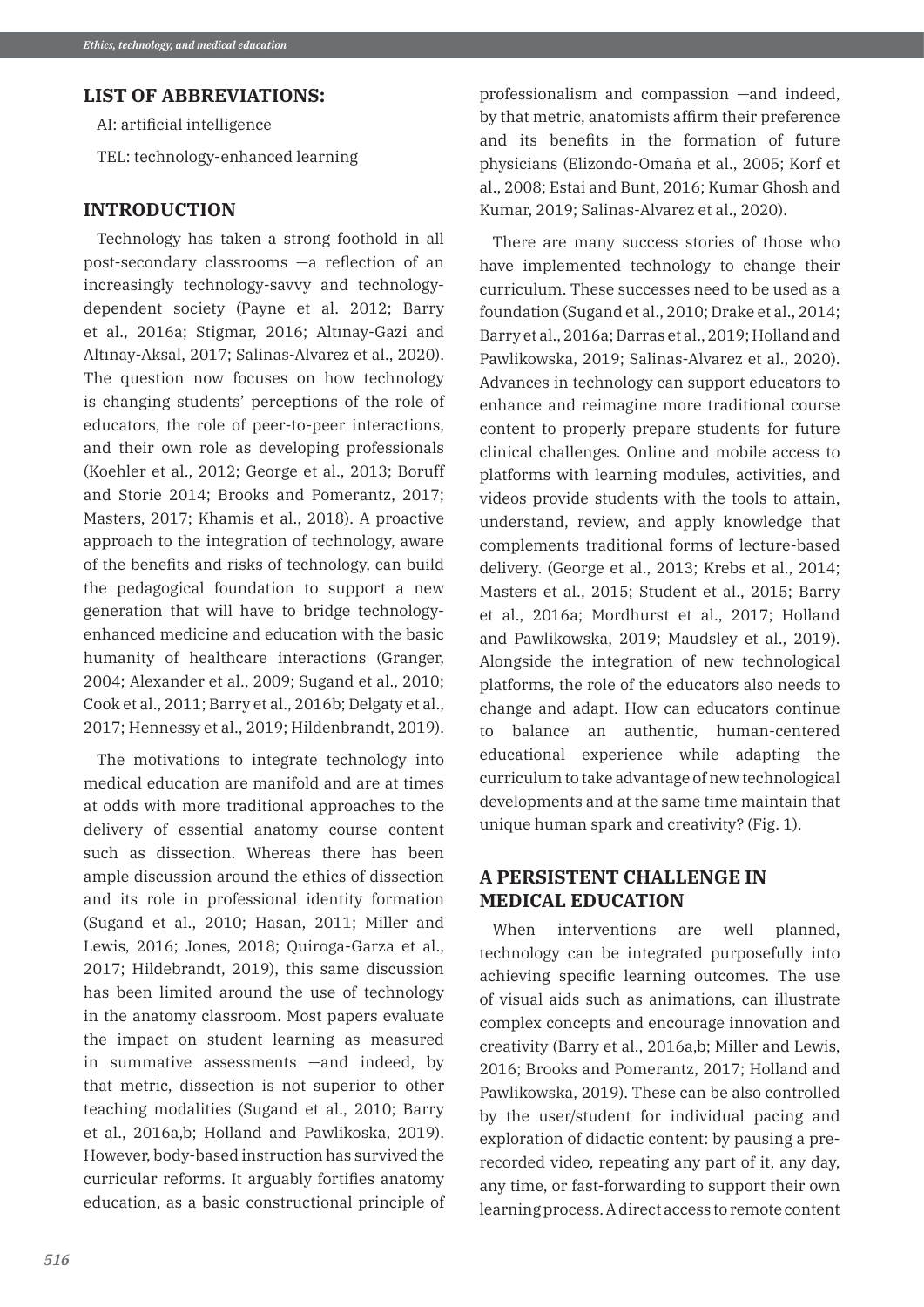## LIST OF ABBREVIATIONS:

AI: artificial intelligence

TEL: technology-enhanced learning

## INTRODUCTION

Technology has taken a strong foothold in all post-secondary classrooms —a reflection of an increasingly technology-savvy and technology-dependent society (Payne et al. 2012; Barry et al., 2016a; Stigmar, 2016; Altınay-Gazi and Altınay-Aksal, 2017; Salinas-Alvarez et al., 2020). The question now focuses on how technology is changing students' perceptions of the role of educators, the role of peer-to-peer interactions, and their own role as developing professionals (Koehler et al., 2012; George et al., 2013; Boruff and Storie 2014; Brooks and Pomerantz, 2017; Masters, 2017; Khamis et al., 2018). A proactive approach to the integration of technology, aware of the benefits and risks of technology, can build the pedagogical foundation to support a new generation that will have to bridge technology-enhanced medicine and education with the basic humanity of healthcare interactions (Granger, 2004; Alexander et al., 2009; Sugand et al., 2010; Cook et al., 2011; Barry et al., 2016b; Delgaty et al., 2017; Hennessy et al., 2019; Hildenbrandt, 2019).

The motivations to integrate technology into medical education are manifold and are at times at odds with more traditional approaches to the delivery of essential anatomy course content such as dissection. Whereas there has been ample discussion around the ethics of dissection and its role in professional identity formation (Sugand et al., 2010; Hasan, 2011; Miller and Lewis, 2016; Jones, 2018; Quiroga-Garza et al., 2017; Hildebrandt, 2019), this same discussion has been limited around the use of technology in the anatomy classroom. Most papers evaluate the impact on student learning as measured in summative assessments —and indeed, by that metric, dissection is not superior to other teaching modalities (Sugand et al., 2010; Barry et al., 2016a,b; Holland and Pawlikoska, 2019). However, body-based instruction has survived the curricular reforms. It arguably fortifies anatomy education, as a basic constructional principle of professionalism and compassion —and indeed, by that metric, anatomists affirm their preference and its benefits in the formation of future physicians (Elizondo-Omaña et al., 2005; Korf et al., 2008; Estai and Bunt, 2016; Kumar Ghosh and Kumar, 2019; Salinas-Alvarez et al., 2020).

There are many success stories of those who have implemented technology to change their curriculum. These successes need to be used as a foundation (Sugand et al., 2010; Drake et al., 2014; Barry et al., 2016a; Darras et al., 2019; Holland and Pawlikowska, 2019; Salinas-Alvarez et al., 2020). Advances in technology can support educators to enhance and reimagine more traditional course content to properly prepare students for future clinical challenges. Online and mobile access to platforms with learning modules, activities, and videos provide students with the tools to attain, understand, review, and apply knowledge that complements traditional forms of lecture-based delivery. (George et al., 2013; Krebs et al., 2014; Masters et al., 2015; Student et al., 2015; Barry et al., 2016a; Mordhurst et al., 2017; Holland and Pawlikowska, 2019; Maudsley et al., 2019). Alongside the integration of new technological platforms, the role of the educators also needs to change and adapt. How can educators continue to balance an authentic, human-centered educational experience while adapting the curriculum to take advantage of new technological developments and at the same time maintain that unique human spark and creativity? (Fig. 1).

## A PERSISTENT CHALLENGE IN MEDICAL EDUCATION

When interventions are well planned, technology can be integrated purposefully into achieving specific learning outcomes. The use of visual aids such as animations, can illustrate complex concepts and encourage innovation and creativity (Barry et al., 2016a,b; Miller and Lewis, 2016; Brooks and Pomerantz, 2017; Holland and Pawlikowska, 2019). These can be also controlled by the user/student for individual pacing and exploration of didactic content: by pausing a pre-recorded video, repeating any part of it, any day, any time, or fast-forwarding to support their own learning process. A direct access to remote content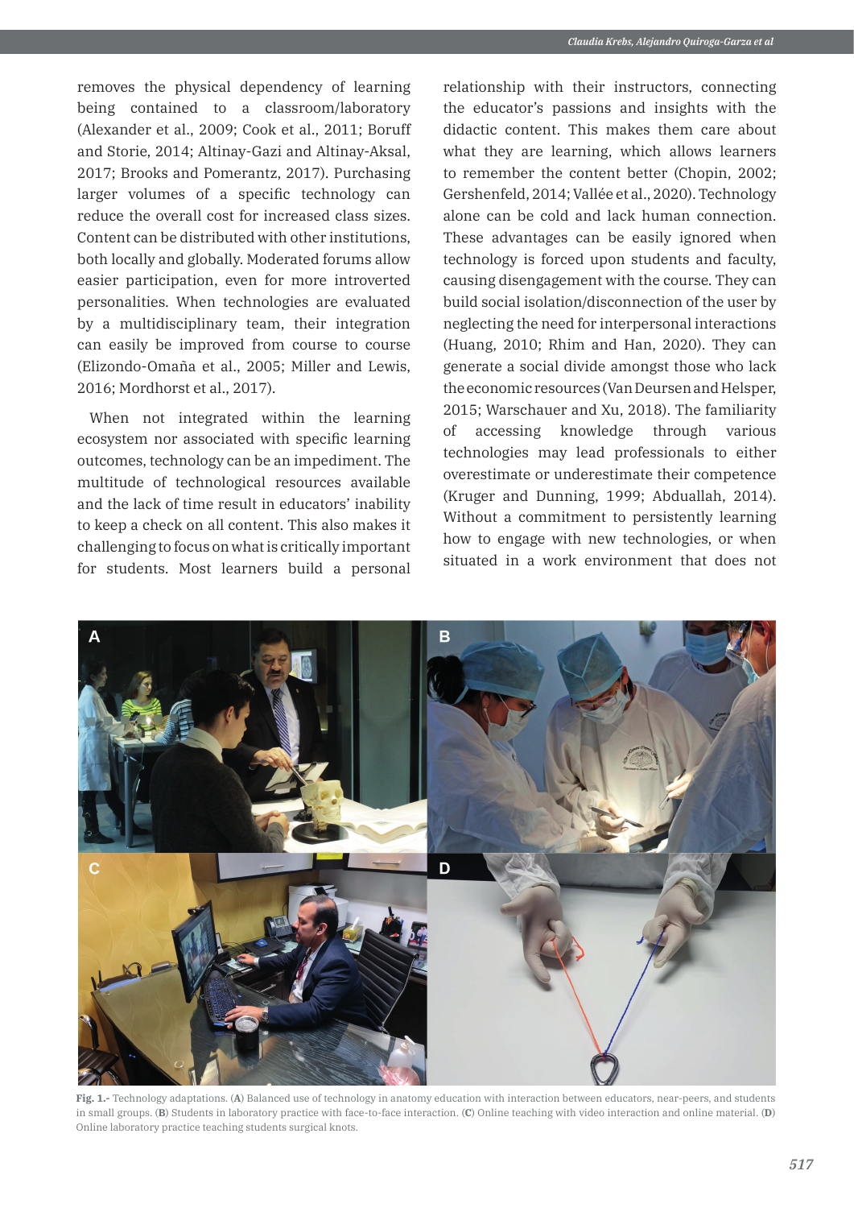removes the physical dependency of learning being contained to a classroom/laboratory (Alexander et al., 2009; Cook et al., 2011; Boruff and Storie, 2014; Altinay-Gazi and Altinay-Aksal, 2017; Brooks and Pomerantz, 2017). Purchasing larger volumes of a specific technology can reduce the overall cost for increased class sizes. Content can be distributed with other institutions, both locally and globally. Moderated forums allow easier participation, even for more introverted personalities. When technologies are evaluated by a multidisciplinary team, their integration can easily be improved from course to course (Elizondo-Omaña et al., 2005; Miller and Lewis, 2016; Mordhorst et al., 2017).

When not integrated within the learning ecosystem nor associated with specific learning outcomes, technology can be an impediment. The multitude of technological resources available and the lack of time result in educators' inability to keep a check on all content. This also makes it challenging to focus on what is critically important for students. Most learners build a personal relationship with their instructors, connecting the educator's passions and insights with the didactic content. This makes them care about what they are learning, which allows learners to remember the content better (Chopin, 2002; Gershenfeld, 2014; Vallée et al., 2020). Technology alone can be cold and lack human connection. These advantages can be easily ignored when technology is forced upon students and faculty, causing disengagement with the course. They can build social isolation/disconnection of the user by neglecting the need for interpersonal interactions (Huang, 2010; Rhim and Han, 2020). They can generate a social divide amongst those who lack the economic resources (Van Deursen and Helsper, 2015; Warschauer and Xu, 2018). The familiarity of accessing knowledge through various technologies may lead professionals to either overestimate or underestimate their competence (Kruger and Dunning, 1999; Abduallah, 2014). Without a commitment to persistently learning how to engage with new technologies, or when situated in a work environment that does not

**Fig. 1.-** Technology adaptations. (**A**) Balanced use of technology in anatomy education with interaction between educators, near-peers, and students in small groups. (**B**) Students in laboratory practice with face-to-face interaction. (**C**) Online teaching with video interaction and online material. (**D**) Online laboratory practice teaching students surgical knots.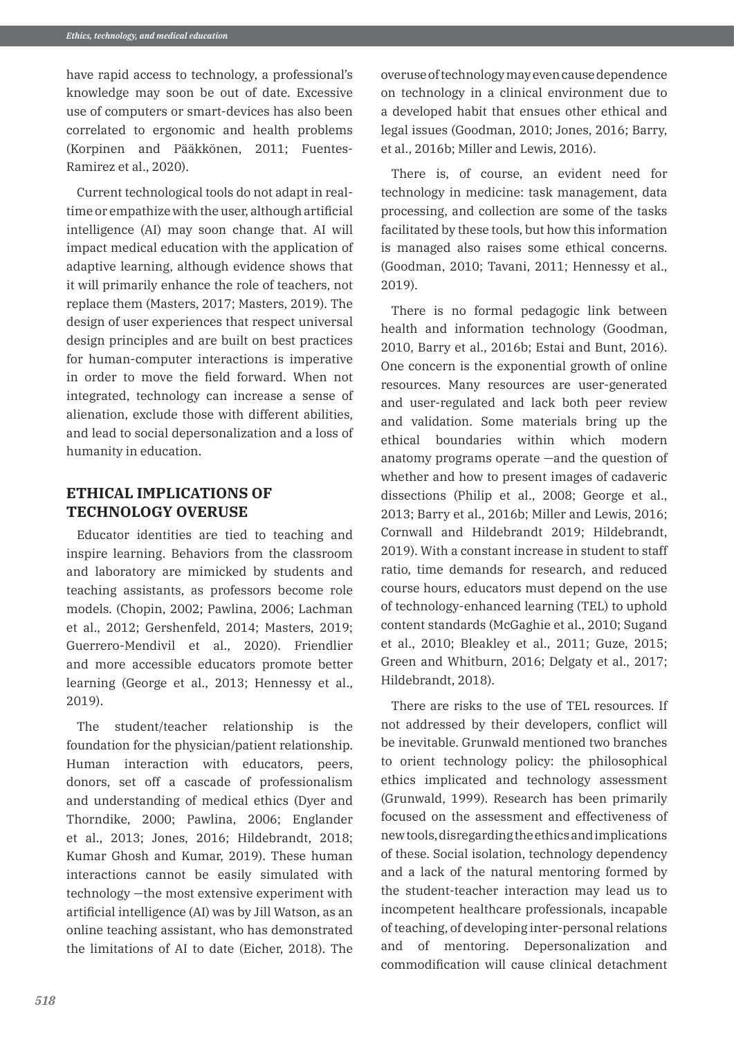have rapid access to technology, a professional's knowledge may soon be out of date. Excessive use of computers or smart-devices has also been correlated to ergonomic and health problems (Korpinen and Pääkkönen, 2011; Fuentes-Ramirez et al., 2020).

Current technological tools do not adapt in real-time or empathize with the user, although artificial intelligence (AI) may soon change that. AI will impact medical education with the application of adaptive learning, although evidence shows that it will primarily enhance the role of teachers, not replace them (Masters, 2017; Masters, 2019). The design of user experiences that respect universal design principles and are built on best practices for human-computer interactions is imperative in order to move the field forward. When not integrated, technology can increase a sense of alienation, exclude those with different abilities, and lead to social depersonalization and a loss of humanity in education.

## ETHICAL IMPLICATIONS OF TECHNOLOGY OVERUSE

Educator identities are tied to teaching and inspire learning. Behaviors from the classroom and laboratory are mimicked by students and teaching assistants, as professors become role models. (Chopin, 2002; Pawlina, 2006; Lachman et al., 2012; Gershenfeld, 2014; Masters, 2019; Guerrero-Mendivil et al., 2020). Friendlier and more accessible educators promote better learning (George et al., 2013; Hennessy et al., 2019).

The student/teacher relationship is the foundation for the physician/patient relationship. Human interaction with educators, peers, donors, set off a cascade of professionalism and understanding of medical ethics (Dyer and Thorndike, 2000; Pawlina, 2006; Englander et al., 2013; Jones, 2016; Hildebrandt, 2018; Kumar Ghosh and Kumar, 2019). These human interactions cannot be easily simulated with technology —the most extensive experiment with artificial intelligence (AI) was by Jill Watson, as an online teaching assistant, who has demonstrated the limitations of AI to date (Eicher, 2018). The overuse of technology may even cause dependence on technology in a clinical environment due to a developed habit that ensues other ethical and legal issues (Goodman, 2010; Jones, 2016; Barry, et al., 2016b; Miller and Lewis, 2016).

There is, of course, an evident need for technology in medicine: task management, data processing, and collection are some of the tasks facilitated by these tools, but how this information is managed also raises some ethical concerns. (Goodman, 2010; Tavani, 2011; Hennessy et al., 2019).

There is no formal pedagogic link between health and information technology (Goodman, 2010, Barry et al., 2016b; Estai and Bunt, 2016). One concern is the exponential growth of online resources. Many resources are user-generated and user-regulated and lack both peer review and validation. Some materials bring up the ethical boundaries within which modern anatomy programs operate —and the question of whether and how to present images of cadaveric dissections (Philip et al., 2008; George et al., 2013; Barry et al., 2016b; Miller and Lewis, 2016; Cornwall and Hildebrandt 2019; Hildebrandt, 2019). With a constant increase in student to staff ratio, time demands for research, and reduced course hours, educators must depend on the use of technology-enhanced learning (TEL) to uphold content standards (McGaghie et al., 2010; Sugand et al., 2010; Bleakley et al., 2011; Guze, 2015; Green and Whitburn, 2016; Delgaty et al., 2017; Hildebrandt, 2018).

There are risks to the use of TEL resources. If not addressed by their developers, conflict will be inevitable. Grunwald mentioned two branches to orient technology policy: the philosophical ethics implicated and technology assessment (Grunwald, 1999). Research has been primarily focused on the assessment and effectiveness of new tools, disregarding the ethics and implications of these. Social isolation, technology dependency and a lack of the natural mentoring formed by the student-teacher interaction may lead us to incompetent healthcare professionals, incapable of teaching, of developing inter-personal relations and of mentoring. Depersonalization and commodification will cause clinical detachment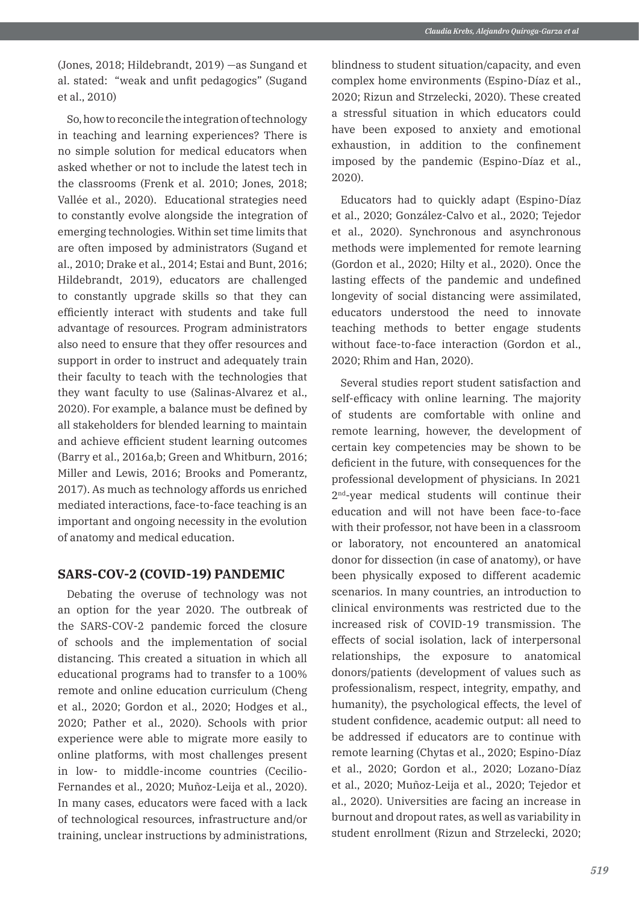(Jones, 2018; Hildebrandt, 2019) —as Sungand et al. stated: "weak and unfit pedagogics" (Sugand et al., 2010)

So, how to reconcile the integration of technology in teaching and learning experiences? There is no simple solution for medical educators when asked whether or not to include the latest tech in the classrooms (Frenk et al. 2010; Jones, 2018; Vallée et al., 2020). Educational strategies need to constantly evolve alongside the integration of emerging technologies. Within set time limits that are often imposed by administrators (Sugand et al., 2010; Drake et al., 2014; Estai and Bunt, 2016; Hildebrandt, 2019), educators are challenged to constantly upgrade skills so that they can efficiently interact with students and take full advantage of resources. Program administrators also need to ensure that they offer resources and support in order to instruct and adequately train their faculty to teach with the technologies that they want faculty to use (Salinas-Alvarez et al., 2020). For example, a balance must be defined by all stakeholders for blended learning to maintain and achieve efficient student learning outcomes (Barry et al., 2016a,b; Green and Whitburn, 2016; Miller and Lewis, 2016; Brooks and Pomerantz, 2017). As much as technology affords us enriched mediated interactions, face-to-face teaching is an important and ongoing necessity in the evolution of anatomy and medical education.

## SARS-COV-2 (COVID-19) PANDEMIC

Debating the overuse of technology was not an option for the year 2020. The outbreak of the SARS-COV-2 pandemic forced the closure of schools and the implementation of social distancing. This created a situation in which all educational programs had to transfer to a 100% remote and online education curriculum (Cheng et al., 2020; Gordon et al., 2020; Hodges et al., 2020; Pather et al., 2020). Schools with prior experience were able to migrate more easily to online platforms, with most challenges present in low- to middle-income countries (Cecilio-Fernandes et al., 2020; Muñoz-Leija et al., 2020). In many cases, educators were faced with a lack of technological resources, infrastructure and/or training, unclear instructions by administrations, blindness to student situation/capacity, and even complex home environments (Espino-Díaz et al., 2020; Rizun and Strzelecki, 2020). These created a stressful situation in which educators could have been exposed to anxiety and emotional exhaustion, in addition to the confinement imposed by the pandemic (Espino-Díaz et al., 2020).

Educators had to quickly adapt (Espino-Díaz et al., 2020; González-Calvo et al., 2020; Tejedor et al., 2020). Synchronous and asynchronous methods were implemented for remote learning (Gordon et al., 2020; Hilty et al., 2020). Once the lasting effects of the pandemic and undefined longevity of social distancing were assimilated, educators understood the need to innovate teaching methods to better engage students without face-to-face interaction (Gordon et al., 2020; Rhim and Han, 2020).

Several studies report student satisfaction and self-efficacy with online learning. The majority of students are comfortable with online and remote learning, however, the development of certain key competencies may be shown to be deficient in the future, with consequences for the professional development of physicians. In 2021 2nd-year medical students will continue their education and will not have been face-to-face with their professor, not have been in a classroom or laboratory, not encountered an anatomical donor for dissection (in case of anatomy), or have been physically exposed to different academic scenarios. In many countries, an introduction to clinical environments was restricted due to the increased risk of COVID-19 transmission. The effects of social isolation, lack of interpersonal relationships, the exposure to anatomical donors/patients (development of values such as professionalism, respect, integrity, empathy, and humanity), the psychological effects, the level of student confidence, academic output: all need to be addressed if educators are to continue with remote learning (Chytas et al., 2020; Espino-Díaz et al., 2020; Gordon et al., 2020; Lozano-Díaz et al., 2020; Muñoz-Leija et al., 2020; Tejedor et al., 2020). Universities are facing an increase in burnout and dropout rates, as well as variability in student enrollment (Rizun and Strzelecki, 2020;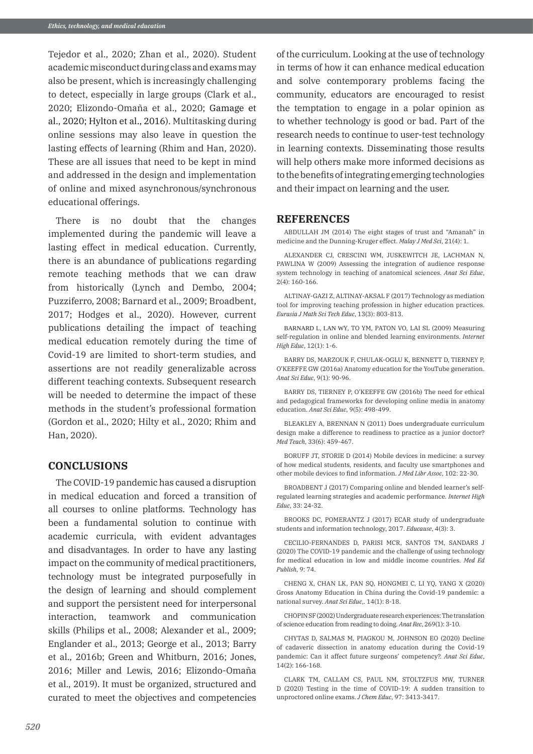Tejedor et al., 2020; Zhan et al., 2020). Student academic misconduct during class and exams may also be present, which is increasingly challenging to detect, especially in large groups (Clark et al., 2020; Elizondo-Omaña et al., 2020; Gamage et al., 2020; Hylton et al., 2016). Multitasking during online sessions may also leave in question the lasting effects of learning (Rhim and Han, 2020). These are all issues that need to be kept in mind and addressed in the design and implementation of online and mixed asynchronous/synchronous educational offerings.

There is no doubt that the changes implemented during the pandemic will leave a lasting effect in medical education. Currently, there is an abundance of publications regarding remote teaching methods that we can draw from historically (Lynch and Dembo, 2004; Puzziferro, 2008; Barnard et al., 2009; Broadbent, 2017; Hodges et al., 2020). However, current publications detailing the impact of teaching medical education remotely during the time of Covid-19 are limited to short-term studies, and assertions are not readily generalizable across different teaching contexts. Subsequent research will be needed to determine the impact of these methods in the student's professional formation (Gordon et al., 2020; Hilty et al., 2020; Rhim and Han, 2020).

## CONCLUSIONS

The COVID-19 pandemic has caused a disruption in medical education and forced a transition of all courses to online platforms. Technology has been a fundamental solution to continue with academic curricula, with evident advantages and disadvantages. In order to have any lasting impact on the community of medical practitioners, technology must be integrated purposefully in the design of learning and should complement and support the persistent need for interpersonal interaction, teamwork and communication skills (Philips et al., 2008; Alexander et al., 2009; Englander et al., 2013; George et al., 2013; Barry et al., 2016b; Green and Whitburn, 2016; Jones, 2016; Miller and Lewis, 2016; Elizondo-Omaña et al., 2019). It must be organized, structured and curated to meet the objectives and competencies of the curriculum. Looking at the use of technology in terms of how it can enhance medical education and solve contemporary problems facing the community, educators are encouraged to resist the temptation to engage in a polar opinion as to whether technology is good or bad. Part of the research needs to continue to user-test technology in learning contexts. Disseminating those results will help others make more informed decisions as to the benefits of integrating emerging technologies and their impact on learning and the user.

## REFERENCES

ABDULLAH JM (2014) The eight stages of trust and "Amanah" in medicine and the Dunning-Kruger effect. *Malay J Med Sci*, 21(4): 1.

ALEXANDER CJ, CRESCINI WM, JUSKEWITCH JE, LACHMAN N, PAWLINA W (2009) Assessing the integration of audience response system technology in teaching of anatomical sciences. *Anat Sci Educ*, 2(4): 160-166.

ALTINAY-GAZI Z, ALTINAY-AKSAL F (2017) Technology as mediation tool for improving teaching profession in higher education practices. *Eurasia J Math Sci Tech Educ*, 13(3): 803-813.

BARNARD L, LAN WY, TO YM, PATON VO, LAI SL (2009) Measuring self-regulation in online and blended learning environments. *Internet High Educ*, 12(1): 1-6.

BARRY DS, MARZOUK F, CHULAK-OGLU K, BENNETT D, TIERNEY P, O'KEEFFE GW (2016a) Anatomy education for the YouTube generation. *Anat Sci Educ*, 9(1): 90-96.

BARRY DS, TIERNEY P, O'KEEFFE GW (2016b) The need for ethical and pedagogical frameworks for developing online media in anatomy education. *Anat Sci Educ*, 9(5): 498-499.

BLEAKLEY A, BRENNAN N (2011) Does undergraduate curriculum design make a difference to readiness to practice as a junior doctor? *Med Teach*, 33(6): 459-467.

BORUFF JT, STORIE D (2014) Mobile devices in medicine: a survey of how medical students, residents, and faculty use smartphones and other mobile devices to find information. *J Med Libr Assoc*, 102: 22-30.

BROADBENT J (2017) Comparing online and blended learner's self-regulated learning strategies and academic performance. *Internet High Educ*, 33: 24-32.

BROOKS DC, POMERANTZ J (2017) ECAR study of undergraduate students and information technology, 2017. *Educause*, 4(3): 3.

CECILIO-FERNANDES D, PARISI MCR, SANTOS TM, SANDARS J (2020) The COVID-19 pandemic and the challenge of using technology for medical education in low and middle income countries. *Med Ed Publish*, 9: 74.

CHENG X, CHAN LK, PAN SQ, HONGMEI C, LI YQ, YANG X (2020) Gross Anatomy Education in China during the Covid-19 pandemic: a national survey. *Anat Sci Educ*,. 14(1): 8-18.

CHOPIN SF (2002) Undergraduate research experiences: The translation of science education from reading to doing. *Anat Rec*, 269(1): 3-10.

CHYTAS D, SALMAS M, PIAGKOU M, JOHNSON EO (2020) Decline of cadaveric dissection in anatomy education during the Covid-19 pandemic: Can it affect future surgeons' competency?. *Anat Sci Educ*, 14(2): 166-168.

CLARK TM, CALLAM CS, PAUL NM, STOLTZFUS MW, TURNER D (2020) Testing in the time of COVID-19: A sudden transition to unproctored online exams. *J Chem Educ*, 97: 3413-3417.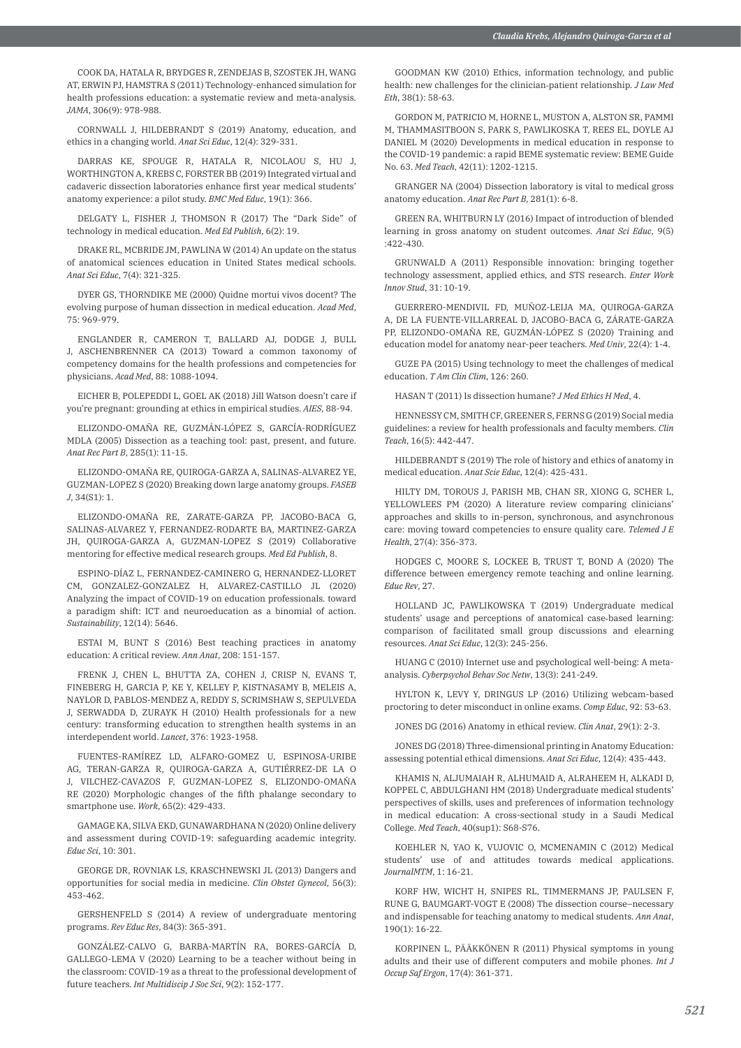COOK DA, HATALA R, BRYDGES R, ZENDEJAS B, SZOSTEK JH, WANG AT, ERWIN PJ, HAMSTRA S (2011) Technology-enhanced simulation for health professions education: a systematic review and meta-analysis. *JAMA*, 306(9): 978-988.

CORNWALL J, HILDEBRANDT S (2019) Anatomy, education, and ethics in a changing world. *Anat Sci Educ*, 12(4): 329-331.

DARRAS KE, SPOUGE R, HATALA R, NICOLAOU S, HU J, WORTHINGTON A, KREBS C, FORSTER BB (2019) Integrated virtual and cadaveric dissection laboratories enhance first year medical students' anatomy experience: a pilot study. *BMC Med Educ*, 19(1): 366.

DELGATY L, FISHER J, THOMSON R (2017) The "Dark Side" of technology in medical education. *Med Ed Publish*, 6(2): 19.

DRAKE RL, MCBRIDE JM, PAWLINA W (2014) An update on the status of anatomical sciences education in United States medical schools. *Anat Sci Educ*, 7(4): 321-325.

DYER GS, THORNDIKE ME (2000) Quidne mortui vivos docent? The evolving purpose of human dissection in medical education. *Acad Med*, 75: 969-979.

ENGLANDER R, CAMERON T, BALLARD AJ, DODGE J, BULL J, ASCHENBRENNER CA (2013) Toward a common taxonomy of competency domains for the health professions and competencies for physicians. *Acad Med*, 88: 1088-1094.

EICHER B, POLEPEDDI L, GOEL AK (2018) Jill Watson doesn't care if you're pregnant: grounding at ethics in empirical studies. *AIES*, 88-94.

ELIZONDO-OMAÑA RE, GUZMÁN-LÓPEZ S, GARCÍA-RODRÍGUEZ MDLA (2005) Dissection as a teaching tool: past, present, and future. *Anat Rec Part B*, 285(1): 11-15.

ELIZONDO-OMAÑA RE, QUIROGA-GARZA A, SALINAS-ALVAREZ YE, GUZMAN-LOPEZ S (2020) Breaking down large anatomy groups. *FASEB J*, 34(S1): 1.

ELIZONDO-OMAÑA RE, ZARATE-GARZA PP, JACOBO-BACA G, SALINAS-ALVAREZ Y, FERNANDEZ-RODARTE BA, MARTINEZ-GARZA JH, QUIROGA-GARZA A, GUZMAN-LOPEZ S (2019) Collaborative mentoring for effective medical research groups. *Med Ed Publish*, 8.

ESPINO-DÍAZ L, FERNANDEZ-CAMINERO G, HERNANDEZ-LLORET CM, GONZALEZ-GONZALEZ H, ALVAREZ-CASTILLO JL (2020) Analyzing the impact of COVID-19 on education professionals. toward a paradigm shift: ICT and neuroeducation as a binomial of action. *Sustainability*, 12(14): 5646.

ESTAI M, BUNT S (2016) Best teaching practices in anatomy education: A critical review. *Ann Anat*, 208: 151-157.

FRENK J, CHEN L, BHUTTA ZA, COHEN J, CRISP N, EVANS T, FINEBERG H, GARCIA P, KE Y, KELLEY P, KISTNASAMY B, MELEIS A, NAYLOR D, PABLOS-MENDEZ A, REDDY S, SCRIMSHAW S, SEPULVEDA J, SERWADDA D, ZURAYK H (2010) Health professionals for a new century: transforming education to strengthen health systems in an interdependent world. *Lancet*, 376: 1923-1958.

FUENTES-RAMÍREZ LD, ALFARO-GOMEZ U, ESPINOSA-URIBE AG, TERAN-GARZA R, QUIROGA-GARZA A, GUTIÉRREZ-DE LA O J, VILCHEZ-CAVAZOS F, GUZMAN-LOPEZ S, ELIZONDO-OMAÑA RE (2020) Morphologic changes of the fifth phalange secondary to smartphone use. *Work*, 65(2): 429-433.

GAMAGE KA, SILVA EKD, GUNAWARDHANA N (2020) Online delivery and assessment during COVID-19: safeguarding academic integrity. *Educ Sci*, 10: 301.

GEORGE DR, ROVNIAK LS, KRASCHNEWSKI JL (2013) Dangers and opportunities for social media in medicine. *Clin Obstet Gynecol*, 56(3): 453-462.

GERSHENFELD S (2014) A review of undergraduate mentoring programs. *Rev Educ Res*, 84(3): 365-391.

GONZÁLEZ-CALVO G, BARBA-MARTÍN RA, BORES-GARCÍA D, GALLEGO-LEMA V (2020) Learning to be a teacher without being in the classroom: COVID-19 as a threat to the professional development of future teachers. *Int Multidiscip J Soc Sci*, 9(2): 152-177.

GOODMAN KW (2010) Ethics, information technology, and public health: new challenges for the clinician-patient relationship. *J Law Med Eth*, 38(1): 58-63.

GORDON M, PATRICIO M, HORNE L, MUSTON A, ALSTON SR, PAMMI M, THAMMASITBOON S, PARK S, PAWLIKOSKA T, REES EL, DOYLE AJ DANIEL M (2020) Developments in medical education in response to the COVID-19 pandemic: a rapid BEME systematic review: BEME Guide No. 63. *Med Teach*, 42(11): 1202-1215.

GRANGER NA (2004) Dissection laboratory is vital to medical gross anatomy education. *Anat Rec Part B*, 281(1): 6-8.

GREEN RA, WHITBURN LY (2016) Impact of introduction of blended learning in gross anatomy on student outcomes. *Anat Sci Educ*, 9(5) :422-430.

GRUNWALD A (2011) Responsible innovation: bringing together technology assessment, applied ethics, and STS research. *Enter Work Innov Stud*, 31: 10-19.

GUERRERO-MENDIVIL FD, MUÑOZ-LEIJA MA, QUIROGA-GARZA A, DE LA FUENTE-VILLARREAL D, JACOBO-BACA G, ZÁRATE-GARZA PP, ELIZONDO-OMAÑA RE, GUZMÁN-LÓPEZ S (2020) Training and education model for anatomy near-peer teachers. *Med Univ*, 22(4): 1-4.

GUZE PA (2015) Using technology to meet the challenges of medical education. *T Am Clin Clim*, 126: 260.

HASAN T (2011) Is dissection humane? *J Med Ethics H Med*, 4.

HENNESSY CM, SMITH CF, GREENER S, FERNS G (2019) Social media guidelines: a review for health professionals and faculty members. *Clin Teach*, 16(5): 442-447.

HILDEBRANDT S (2019) The role of history and ethics of anatomy in medical education. *Anat Scie Educ*, 12(4): 425-431.

HILTY DM, TOROUS J, PARISH MB, CHAN SR, XIONG G, SCHER L, YELLOWLEES PM (2020) A literature review comparing clinicians' approaches and skills to in-person, synchronous, and asynchronous care: moving toward competencies to ensure quality care. *Telemed J E Health*, 27(4): 356-373.

HODGES C, MOORE S, LOCKEE B, TRUST T, BOND A (2020) The difference between emergency remote teaching and online learning. *Educ Rev*, 27.

HOLLAND JC, PAWLIKOWSKA T (2019) Undergraduate medical students' usage and perceptions of anatomical case-based learning: comparison of facilitated small group discussions and elearning resources. *Anat Sci Educ*, 12(3): 245-256.

HUANG C (2010) Internet use and psychological well-being: A meta-analysis. *Cyberpsychol Behav Soc Netw*, 13(3): 241-249.

HYLTON K, LEVY Y, DRINGUS LP (2016) Utilizing webcam-based proctoring to deter misconduct in online exams. *Comp Educ*, 92: 53-63.

JONES DG (2016) Anatomy in ethical review. *Clin Anat*, 29(1): 2-3.

JONES DG (2018) Three-dimensional printing in Anatomy Education: assessing potential ethical dimensions. *Anat Sci Educ*, 12(4): 435-443.

KHAMIS N, ALJUMAIAH R, ALHUMAID A, ALRAHEEM H, ALKADI D, KOPPEL C, ABDULGHANI HM (2018) Undergraduate medical students' perspectives of skills, uses and preferences of information technology in medical education: A cross-sectional study in a Saudi Medical College. *Med Teach*, 40(sup1): S68-S76.

KOEHLER N, YAO K, VUJOVIC O, MCMENAMIN C (2012) Medical students' use of and attitudes towards medical applications. *JournalMTM*, 1: 16-21.

KORF HW, WICHT H, SNIPES RL, TIMMERMANS JP, PAULSEN F, RUNE G, BAUMGART-VOGT E (2008) The dissection course–necessary and indispensable for teaching anatomy to medical students. *Ann Anat*, 190(1): 16-22.

KORPINEN L, PÄÄKKÖNEN R (2011) Physical symptoms in young adults and their use of different computers and mobile phones. *Int J Occup Saf Ergon*, 17(4): 361-371.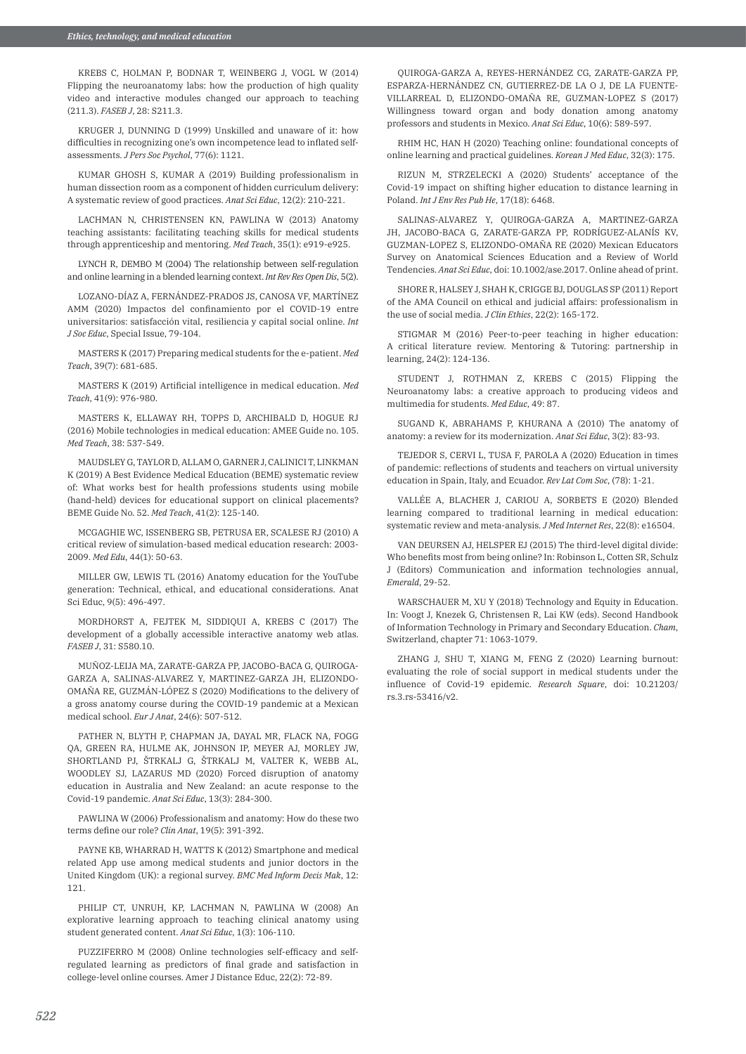KREBS C, HOLMAN P, BODNAR T, WEINBERG J, VOGL W (2014) Flipping the neuroanatomy labs: how the production of high quality video and interactive modules changed our approach to teaching (211.3). *FASEB J*, 28: S211.3.

KRUGER J, DUNNING D (1999) Unskilled and unaware of it: how difficulties in recognizing one's own incompetence lead to inflated self-assessments. *J Pers Soc Psychol*, 77(6): 1121.

KUMAR GHOSH S, KUMAR A (2019) Building professionalism in human dissection room as a component of hidden curriculum delivery: A systematic review of good practices. *Anat Sci Educ*, 12(2): 210-221.

LACHMAN N, CHRISTENSEN KN, PAWLINA W (2013) Anatomy teaching assistants: facilitating teaching skills for medical students through apprenticeship and mentoring. *Med Teach*, 35(1): e919-e925.

LYNCH R, DEMBO M (2004) The relationship between self-regulation and online learning in a blended learning context. *Int Rev Res Open Dis*, 5(2).

LOZANO-DÍAZ A, FERNÁNDEZ-PRADOS JS, CANOSA VF, MARTÍNEZ AMM (2020) Impactos del confinamiento por el COVID-19 entre universitarios: satisfacción vital, resiliencia y capital social online. *Int J Soc Educ*, Special Issue, 79-104.

MASTERS K (2017) Preparing medical students for the e-patient. *Med Teach*, 39(7): 681-685.

MASTERS K (2019) Artificial intelligence in medical education. *Med Teach*, 41(9): 976-980.

MASTERS K, ELLAWAY RH, TOPPS D, ARCHIBALD D, HOGUE RJ (2016) Mobile technologies in medical education: AMEE Guide no. 105. *Med Teach*, 38: 537-549.

MAUDSLEY G, TAYLOR D, ALLAM O, GARNER J, CALINICI T, LINKMAN K (2019) A Best Evidence Medical Education (BEME) systematic review of: What works best for health professions students using mobile (hand-held) devices for educational support on clinical placements? BEME Guide No. 52. *Med Teach*, 41(2): 125-140.

MCGAGHIE WC, ISSENBERG SB, PETRUSA ER, SCALESE RJ (2010) A critical review of simulation-based medical education research: 2003-2009. *Med Edu*, 44(1): 50-63.

MILLER GW, LEWIS TL (2016) Anatomy education for the YouTube generation: Technical, ethical, and educational considerations. Anat Sci Educ, 9(5): 496-497.

MORDHORST A, FEJTEK M, SIDDIQUI A, KREBS C (2017) The development of a globally accessible interactive anatomy web atlas. *FASEB J*, 31: S580.10.

MUÑOZ-LEIJA MA, ZARATE-GARZA PP, JACOBO-BACA G, QUIROGA-GARZA A, SALINAS-ALVAREZ Y, MARTINEZ-GARZA JH, ELIZONDO-OMAÑA RE, GUZMÁN-LÓPEZ S (2020) Modifications to the delivery of a gross anatomy course during the COVID-19 pandemic at a Mexican medical school. *Eur J Anat*, 24(6): 507-512.

PATHER N, BLYTH P, CHAPMAN JA, DAYAL MR, FLACK NA, FOGG QA, GREEN RA, HULME AK, JOHNSON IP, MEYER AJ, MORLEY JW, SHORTLAND PJ, ŠTRKALJ G, ŠTRKALJ M, VALTER K, WEBB AL, WOODLEY SJ, LAZARUS MD (2020) Forced disruption of anatomy education in Australia and New Zealand: an acute response to the Covid-19 pandemic. *Anat Sci Educ*, 13(3): 284-300.

PAWLINA W (2006) Professionalism and anatomy: How do these two terms define our role? *Clin Anat*, 19(5): 391-392.

PAYNE KB, WHARRAD H, WATTS K (2012) Smartphone and medical related App use among medical students and junior doctors in the United Kingdom (UK): a regional survey. *BMC Med Inform Decis Mak*, 12: 121.

PHILIP CT, UNRUH, KP, LACHMAN N, PAWLINA W (2008) An explorative learning approach to teaching clinical anatomy using student generated content. *Anat Sci Educ*, 1(3): 106-110.

PUZZIFERRO M (2008) Online technologies self-efficacy and self-regulated learning as predictors of final grade and satisfaction in college-level online courses. Amer J Distance Educ, 22(2): 72-89.

QUIROGA-GARZA A, REYES-HERNÁNDEZ CG, ZARATE-GARZA PP, ESPARZA-HERNÁNDEZ CN, GUTIERREZ-DE LA O J, DE LA FUENTE-VILLARREAL D, ELIZONDO-OMAÑA RE, GUZMAN-LOPEZ S (2017) Willingness toward organ and body donation among anatomy professors and students in Mexico. *Anat Sci Educ*, 10(6): 589-597.

RHIM HC, HAN H (2020) Teaching online: foundational concepts of online learning and practical guidelines. *Korean J Med Educ*, 32(3): 175.

RIZUN M, STRZELECKI A (2020) Students' acceptance of the Covid-19 impact on shifting higher education to distance learning in Poland. *Int J Env Res Pub He*, 17(18): 6468.

SALINAS-ALVAREZ Y, QUIROGA-GARZA A, MARTINEZ-GARZA JH, JACOBO-BACA G, ZARATE-GARZA PP, RODRÍGUEZ-ALANÍS KV, GUZMAN-LOPEZ S, ELIZONDO-OMAÑA RE (2020) Mexican Educators Survey on Anatomical Sciences Education and a Review of World Tendencies. *Anat Sci Educ*, doi: 10.1002/ase.2017. Online ahead of print.

SHORE R, HALSEY J, SHAH K, CRIGGE BJ, DOUGLAS SP (2011) Report of the AMA Council on ethical and judicial affairs: professionalism in the use of social media. *J Clin Ethics*, 22(2): 165-172.

STIGMAR M (2016) Peer-to-peer teaching in higher education: A critical literature review. Mentoring & Tutoring: partnership in learning, 24(2): 124-136.

STUDENT J, ROTHMAN Z, KREBS C (2015) Flipping the Neuroanatomy labs: a creative approach to producing videos and multimedia for students. *Med Educ*, 49: 87.

SUGAND K, ABRAHAMS P, KHURANA A (2010) The anatomy of anatomy: a review for its modernization. *Anat Sci Educ*, 3(2): 83-93.

TEJEDOR S, CERVI L, TUSA F, PAROLA A (2020) Education in times of pandemic: reflections of students and teachers on virtual university education in Spain, Italy, and Ecuador. *Rev Lat Com Soc*, (78): 1-21.

VALLÉE A, BLACHER J, CARIOU A, SORBETS E (2020) Blended learning compared to traditional learning in medical education: systematic review and meta-analysis. *J Med Internet Res*, 22(8): e16504.

VAN DEURSEN AJ, HELSPER EJ (2015) The third-level digital divide: Who benefits most from being online? In: Robinson L, Cotten SR, Schulz J (Editors) Communication and information technologies annual, *Emerald*, 29-52.

WARSCHAUER M, XU Y (2018) Technology and Equity in Education. In: Voogt J, Knezek G, Christensen R, Lai KW (eds). Second Handbook of Information Technology in Primary and Secondary Education. *Cham*, Switzerland, chapter 71: 1063-1079.

ZHANG J, SHU T, XIANG M, FENG Z (2020) Learning burnout: evaluating the role of social support in medical students under the influence of Covid-19 epidemic. *Research Square*, doi: 10.21203/rs.3.rs-53416/v2.